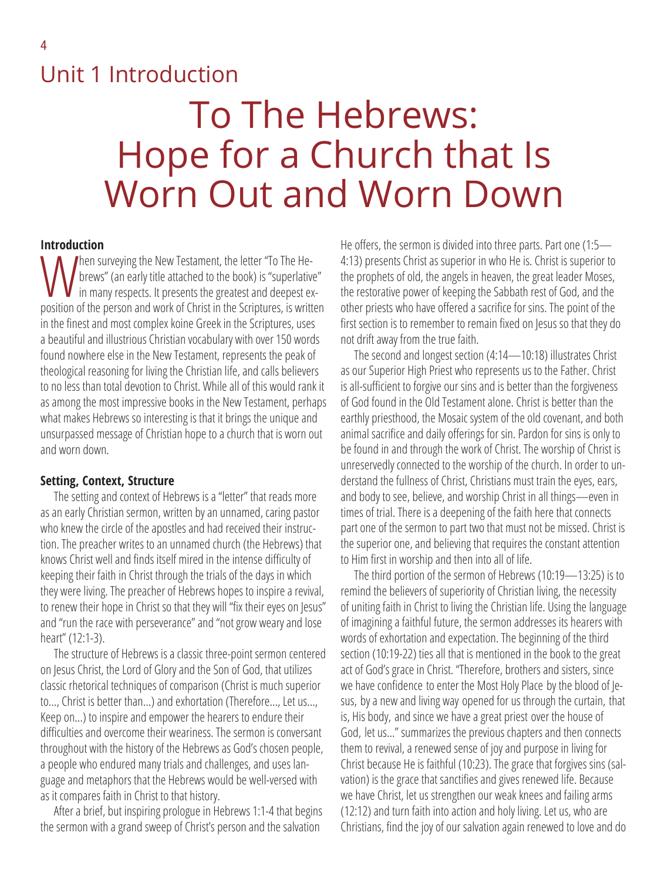## Unit 1 Introduction

# To The Hebrews: Hope for a Church that Is Worn Out and Worn Down

### Introduction

When surveying the New Testament, the letter "To The Hebrews" (an early title attached to the book) is "superlative" in many respects. It presents the greatest and deepest exposition of the person and work of Christ in the Scriptures, is written in the finest and most complex koine Greek in the Scriptures, uses a beautiful and illustrious Christian vocabulary with over 150 words found nowhere else in the New Testament, represents the peak of theological reasoning for living the Christian life, and calls believers to no less than total devotion to Christ. While all of this would rank it as among the most impressive books in the New Testament, perhaps what makes Hebrews so interesting is that it brings the unique and unsurpassed message of Christian hope to a church that is worn out and worn down.

### Setting, Context, Structure

The setting and context of Hebrews is a "letter" that reads more as an early Christian sermon, written by an unnamed, caring pastor who knew the circle of the apostles and had received their instruction. The preacher writes to an unnamed church (the Hebrews) that knows Christ well and finds itself mired in the intense difficulty of keeping their faith in Christ through the trials of the days in which they were living. The preacher of Hebrews hopes to inspire a revival, to renew their hope in Christ so that they will "fix their eyes on Jesus" and "run the race with perseverance" and "not grow weary and lose heart" (12:1-3).

The structure of Hebrews is a classic three-point sermon centered on Jesus Christ, the Lord of Glory and the Son of God, that utilizes classic rhetorical techniques of comparison (Christ is much superior to..., Christ is better than...) and exhortation (Therefore..., Let us..., Keep on...) to inspire and empower the hearers to endure their difficulties and overcome their weariness. The sermon is conversant throughout with the history of the Hebrews as God's chosen people, a people who endured many trials and challenges, and uses language and metaphors that the Hebrews would be well-versed with as it compares faith in Christ to that history.

After a brief, but inspiring prologue in Hebrews 1:1-4 that begins the sermon with a grand sweep of Christ's person and the salvation He offers, the sermon is divided into three parts. Part one (1:5—4:13) presents Christ as superior in who He is. Christ is superior to the prophets of old, the angels in heaven, the great leader Moses, the restorative power of keeping the Sabbath rest of God, and the other priests who have offered a sacrifice for sins. The point of the first section is to remember to remain fixed on Jesus so that they do not drift away from the true faith.

The second and longest section (4:14—10:18) illustrates Christ as our Superior High Priest who represents us to the Father. Christ is all-sufficient to forgive our sins and is better than the forgiveness of God found in the Old Testament alone. Christ is better than the earthly priesthood, the Mosaic system of the old covenant, and both animal sacrifice and daily offerings for sin. Pardon for sins is only to be found in and through the work of Christ. The worship of Christ is unreservedly connected to the worship of the church. In order to understand the fullness of Christ, Christians must train the eyes, ears, and body to see, believe, and worship Christ in all things—even in times of trial. There is a deepening of the faith here that connects part one of the sermon to part two that must not be missed. Christ is the superior one, and believing that requires the constant attention to Him first in worship and then into all of life.

The third portion of the sermon of Hebrews (10:19—13:25) is to remind the believers of superiority of Christian living, the necessity of uniting faith in Christ to living the Christian life. Using the language of imagining a faithful future, the sermon addresses its hearers with words of exhortation and expectation. The beginning of the third section (10:19-22) ties all that is mentioned in the book to the great act of God's grace in Christ. "Therefore, brothers and sisters, since we have confidence to enter the Most Holy Place by the blood of Jesus, by a new and living way opened for us through the curtain, that is, His body, and since we have a great priest over the house of God, let us..." summarizes the previous chapters and then connects them to revival, a renewed sense of joy and purpose in living for Christ because He is faithful (10:23). The grace that forgives sins (salvation) is the grace that sanctifies and gives renewed life. Because we have Christ, let us strengthen our weak knees and failing arms (12:12) and turn faith into action and holy living. Let us, who are Christians, find the joy of our salvation again renewed to love and do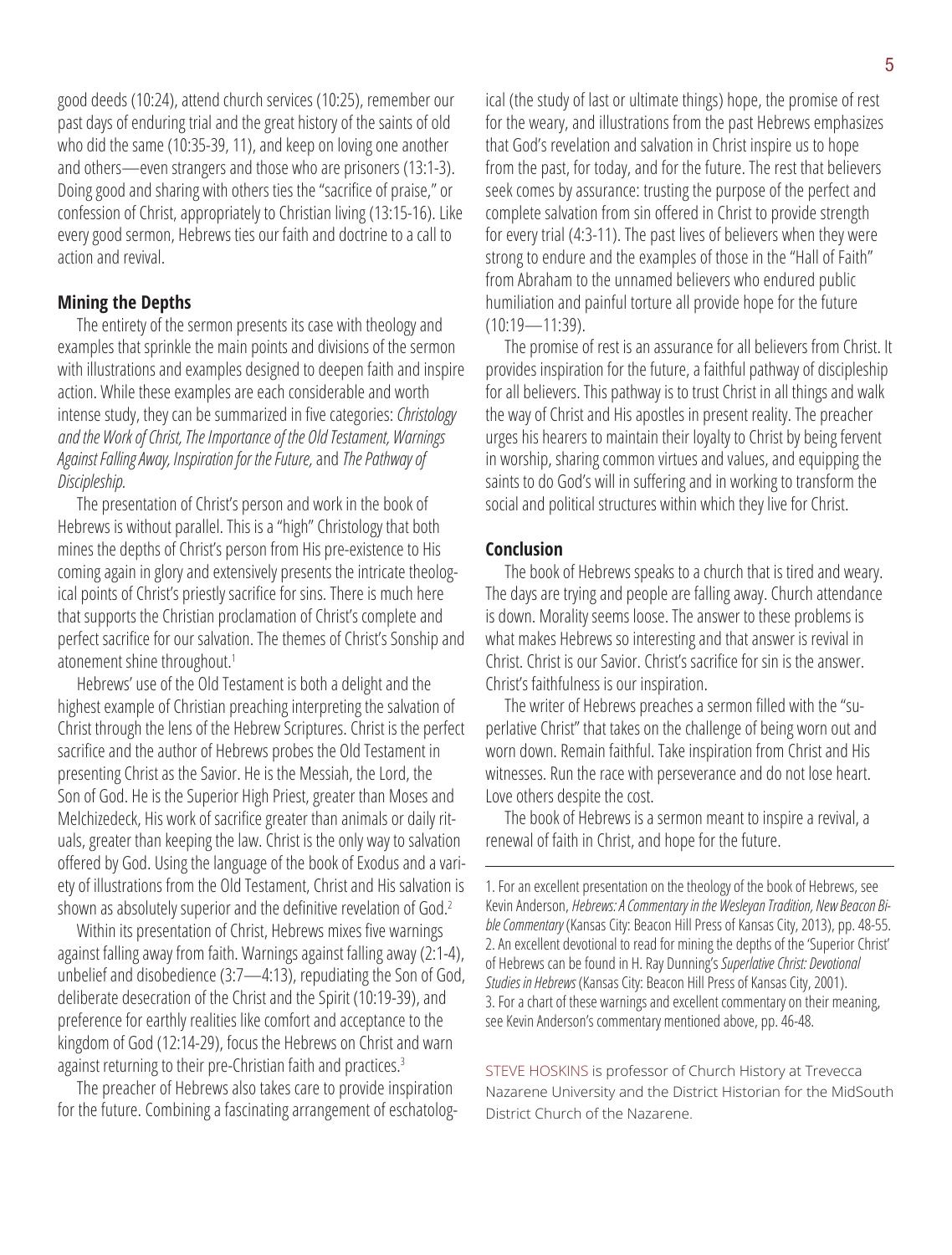good deeds (10:24), attend church services (10:25), remember our past days of enduring trial and the great history of the saints of old who did the same (10:35-39, 11), and keep on loving one another and others—even strangers and those who are prisoners (13:1-3). Doing good and sharing with others ties the "sacrifice of praise," or confession of Christ, appropriately to Christian living (13:15-16). Like every good sermon, Hebrews ties our faith and doctrine to a call to action and revival.

## Mining the Depths

The entirety of the sermon presents its case with theology and examples that sprinkle the main points and divisions of the sermon with illustrations and examples designed to deepen faith and inspire action. While these examples are each considerable and worth intense study, they can be summarized in five categories: *Christology and the Work of Christ, The Importance of the Old Testament, Warnings Against Falling Away, Inspiration for the Future,* and *The Pathway of Discipleship.*

The presentation of Christ's person and work in the book of Hebrews is without parallel. This is a "high" Christology that both mines the depths of Christ's person from His pre-existence to His coming again in glory and extensively presents the intricate theological points of Christ's priestly sacrifice for sins. There is much here that supports the Christian proclamation of Christ's complete and perfect sacrifice for our salvation. The themes of Christ's Sonship and atonement shine throughout.[1]

Hebrews' use of the Old Testament is both a delight and the highest example of Christian preaching interpreting the salvation of Christ through the lens of the Hebrew Scriptures. Christ is the perfect sacrifice and the author of Hebrews probes the Old Testament in presenting Christ as the Savior. He is the Messiah, the Lord, the Son of God. He is the Superior High Priest, greater than Moses and Melchizedeck, His work of sacrifice greater than animals or daily rituals, greater than keeping the law. Christ is the only way to salvation offered by God. Using the language of the book of Exodus and a variety of illustrations from the Old Testament, Christ and His salvation is shown as absolutely superior and the definitive revelation of God.[2]

Within its presentation of Christ, Hebrews mixes five warnings against falling away from faith. Warnings against falling away (2:1-4), unbelief and disobedience (3:7—4:13), repudiating the Son of God, deliberate desecration of the Christ and the Spirit (10:19-39), and preference for earthly realities like comfort and acceptance to the kingdom of God (12:14-29), focus the Hebrews on Christ and warn against returning to their pre-Christian faith and practices.[3]

The preacher of Hebrews also takes care to provide inspiration for the future. Combining a fascinating arrangement of eschatological (the study of last or ultimate things) hope, the promise of rest for the weary, and illustrations from the past Hebrews emphasizes that God's revelation and salvation in Christ inspire us to hope from the past, for today, and for the future. The rest that believers seek comes by assurance: trusting the purpose of the perfect and complete salvation from sin offered in Christ to provide strength for every trial (4:3-11). The past lives of believers when they were strong to endure and the examples of those in the "Hall of Faith" from Abraham to the unnamed believers who endured public humiliation and painful torture all provide hope for the future (10:19—11:39).

The promise of rest is an assurance for all believers from Christ. It provides inspiration for the future, a faithful pathway of discipleship for all believers. This pathway is to trust Christ in all things and walk the way of Christ and His apostles in present reality. The preacher urges his hearers to maintain their loyalty to Christ by being fervent in worship, sharing common virtues and values, and equipping the saints to do God's will in suffering and in working to transform the social and political structures within which they live for Christ.

## Conclusion

The book of Hebrews speaks to a church that is tired and weary. The days are trying and people are falling away. Church attendance is down. Morality seems loose. The answer to these problems is what makes Hebrews so interesting and that answer is revival in Christ. Christ is our Savior. Christ's sacrifice for sin is the answer. Christ's faithfulness is our inspiration.

The writer of Hebrews preaches a sermon filled with the "superlative Christ" that takes on the challenge of being worn out and worn down. Remain faithful. Take inspiration from Christ and His witnesses. Run the race with perseverance and do not lose heart. Love others despite the cost.

The book of Hebrews is a sermon meant to inspire a revival, a renewal of faith in Christ, and hope for the future.

---

1. For an excellent presentation on the theology of the book of Hebrews, see Kevin Anderson, *Hebrews: A Commentary in the Wesleyan Tradition, New Beacon Bible Commentary* (Kansas City: Beacon Hill Press of Kansas City, 2013), pp. 48-55.
2. An excellent devotional to read for mining the depths of the 'Superior Christ' of Hebrews can be found in H. Ray Dunning's *Superlative Christ: Devotional Studies in Hebrews* (Kansas City: Beacon Hill Press of Kansas City, 2001).
3. For a chart of these warnings and excellent commentary on their meaning, see Kevin Anderson's commentary mentioned above, pp. 46-48.

STEVE HOSKINS is professor of Church History at Trevecca Nazarene University and the District Historian for the MidSouth District Church of the Nazarene.